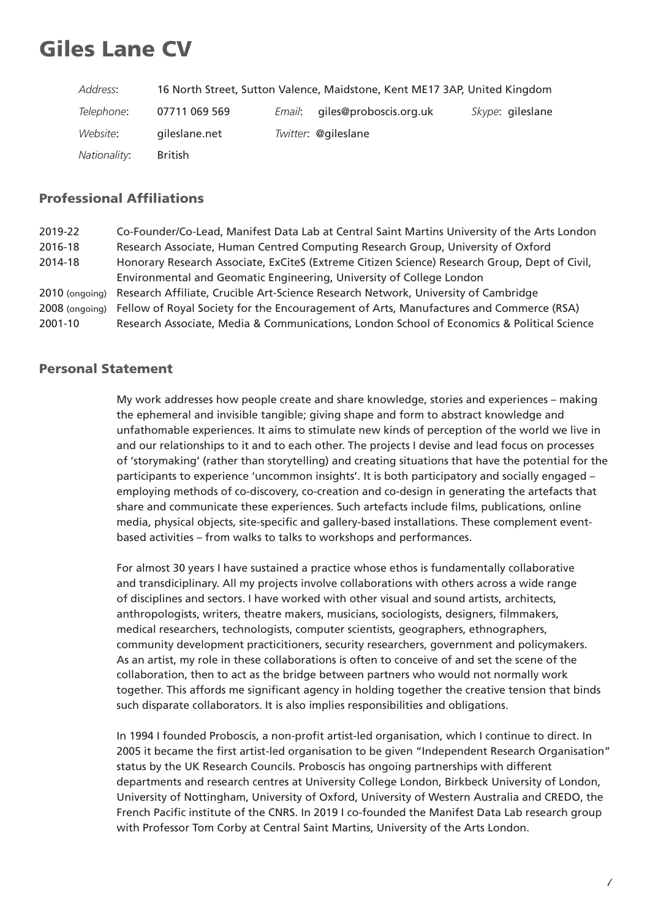# Giles Lane CV

| | | | | | |
|---|---|---|---|---|---|
| *Address*: | 16 North Street, Sutton Valence, Maidstone, Kent ME17 3AP, United Kingdom | | | | |
| *Telephone*: | 07711 069 569 | *Email*: | giles@proboscis.org.uk | *Skype*: | gileslane |
| *Website*: | gileslane.net | *Twitter*: | @gileslane | | |
| *Nationality*: | British | | | | |

## Professional Affiliations

| | |
|---|---|
| 2019-22 | Co-Founder/Co-Lead, Manifest Data Lab at Central Saint Martins University of the Arts London |
| 2016-18 | Research Associate, Human Centred Computing Research Group, University of Oxford |
| 2014-18 | Honorary Research Associate, ExCiteS (Extreme Citizen Science) Research Group, Dept of Civil, Environmental and Geomatic Engineering, University of College London |
| 2010 (ongoing) | Research Affiliate, Crucible Art-Science Research Network, University of Cambridge |
| 2008 (ongoing) | Fellow of Royal Society for the Encouragement of Arts, Manufactures and Commerce (RSA) |
| 2001-10 | Research Associate, Media & Communications, London School of Economics & Political Science |

## Personal Statement

My work addresses how people create and share knowledge, stories and experiences – making the ephemeral and invisible tangible; giving shape and form to abstract knowledge and unfathomable experiences. It aims to stimulate new kinds of perception of the world we live in and our relationships to it and to each other. The projects I devise and lead focus on processes of 'storymaking' (rather than storytelling) and creating situations that have the potential for the participants to experience 'uncommon insights'. It is both participatory and socially engaged – employing methods of co-discovery, co-creation and co-design in generating the artefacts that share and communicate these experiences. Such artefacts include films, publications, online media, physical objects, site-specific and gallery-based installations. These complement event-based activities – from walks to talks to workshops and performances.

For almost 30 years I have sustained a practice whose ethos is fundamentally collaborative and transdiciplinary. All my projects involve collaborations with others across a wide range of disciplines and sectors. I have worked with other visual and sound artists, architects, anthropologists, writers, theatre makers, musicians, sociologists, designers, filmmakers, medical researchers, technologists, computer scientists, geographers, ethnographers, community development practicitioners, security researchers, government and policymakers. As an artist, my role in these collaborations is often to conceive of and set the scene of the collaboration, then to act as the bridge between partners who would not normally work together. This affords me significant agency in holding together the creative tension that binds such disparate collaborators. It is also implies responsibilities and obligations.

In 1994 I founded Proboscis, a non-profit artist-led organisation, which I continue to direct. In 2005 it became the first artist-led organisation to be given "Independent Research Organisation" status by the UK Research Councils. Proboscis has ongoing partnerships with different departments and research centres at University College London, Birkbeck University of London, University of Nottingham, University of Oxford, University of Western Australia and CREDO, the French Pacific institute of the CNRS. In 2019 I co-founded the Manifest Data Lab research group with Professor Tom Corby at Central Saint Martins, University of the Arts London.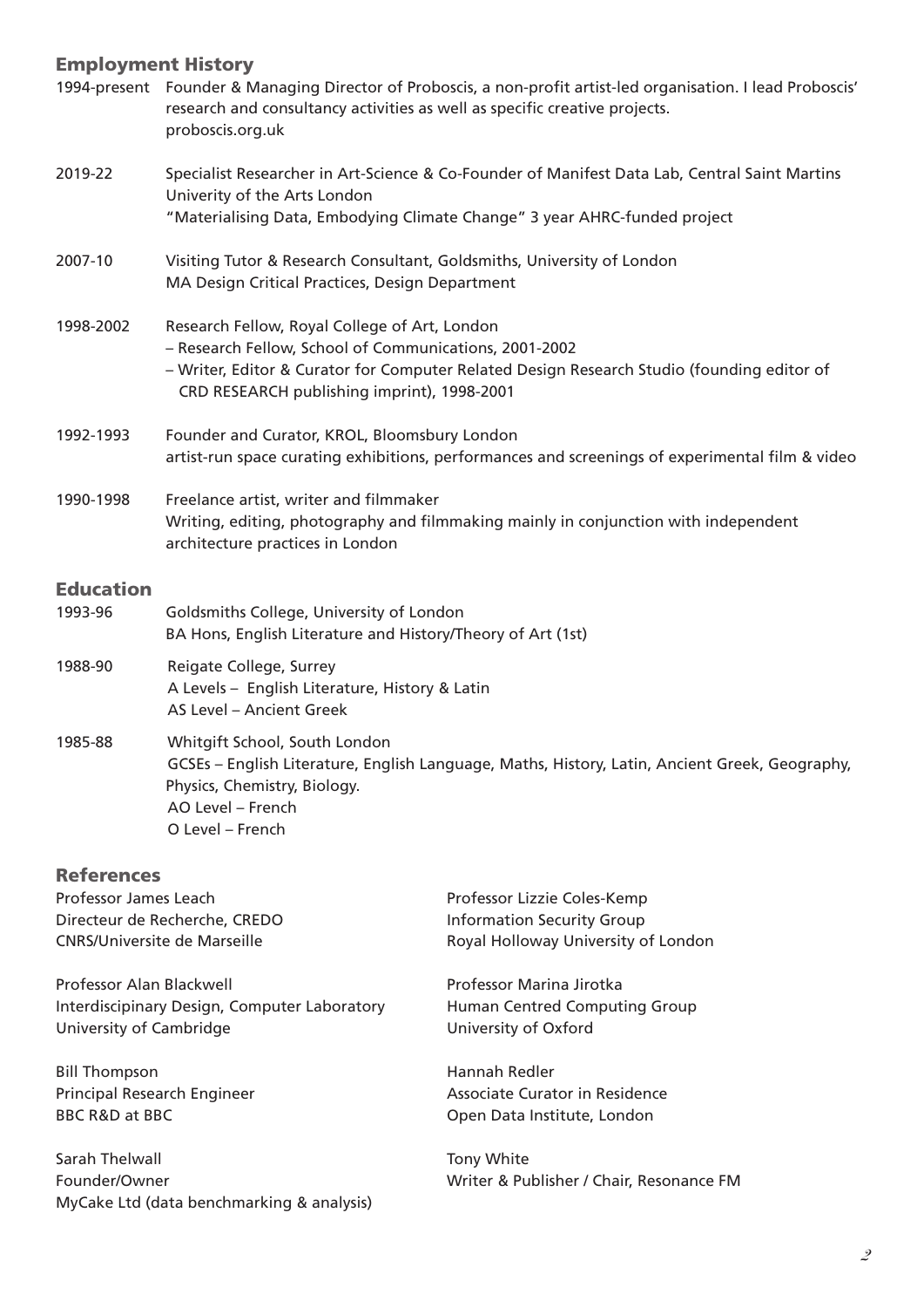## Employment History

1994-present Founder & Managing Director of Proboscis, a non-profit artist-led organisation. I lead Proboscis' research and consultancy activities as well as specific creative projects.
proboscis.org.uk

2019-22 Specialist Researcher in Art-Science & Co-Founder of Manifest Data Lab, Central Saint Martins Univerity of the Arts London
"Materialising Data, Embodying Climate Change" 3 year AHRC-funded project

2007-10 Visiting Tutor & Research Consultant, Goldsmiths, University of London
MA Design Critical Practices, Design Department

1998-2002 Research Fellow, Royal College of Art, London
- Research Fellow, School of Communications, 2001-2002
- Writer, Editor & Curator for Computer Related Design Research Studio (founding editor of CRD RESEARCH publishing imprint), 1998-2001

1992-1993 Founder and Curator, KROL, Bloomsbury London
artist-run space curating exhibitions, performances and screenings of experimental film & video

1990-1998 Freelance artist, writer and filmmaker
Writing, editing, photography and filmmaking mainly in conjunction with independent architecture practices in London

## Education

1993-96 Goldsmiths College, University of London
BA Hons, English Literature and History/Theory of Art (1st)

1988-90 Reigate College, Surrey
A Levels – English Literature, History & Latin
AS Level – Ancient Greek

1985-88 Whitgift School, South London
GCSEs – English Literature, English Language, Maths, History, Latin, Ancient Greek, Geography, Physics, Chemistry, Biology.
AO Level – French
O Level – French

## References

Professor James Leach
Directeur de Recherche, CREDO
CNRS/Universite de Marseille

Professor Alan Blackwell
Interdiscipinary Design, Computer Laboratory
University of Cambridge

Bill Thompson
Principal Research Engineer
BBC R&D at BBC

Sarah Thelwall
Founder/Owner
MyCake Ltd (data benchmarking & analysis)

Professor Lizzie Coles-Kemp
Information Security Group
Royal Holloway University of London

Professor Marina Jirotka
Human Centred Computing Group
University of Oxford

Hannah Redler
Associate Curator in Residence
Open Data Institute, London

Tony White
Writer & Publisher / Chair, Resonance FM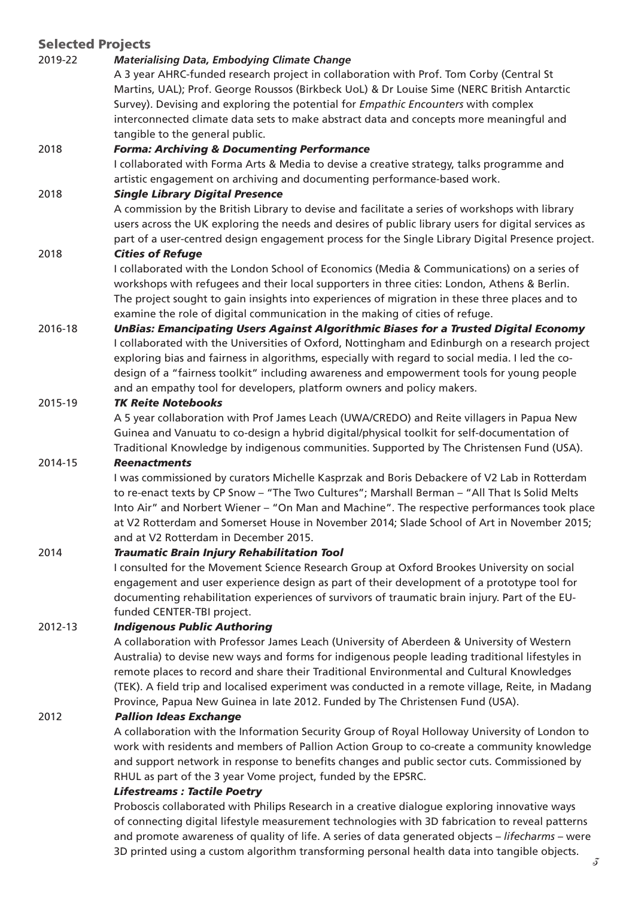## Selected Projects

**2019-22** ***Materialising Data, Embodying Climate Change***

A 3 year AHRC-funded research project in collaboration with Prof. Tom Corby (Central St Martins, UAL); Prof. George Roussos (Birkbeck UoL) & Dr Louise Sime (NERC British Antarctic Survey). Devising and exploring the potential for *Empathic Encounters* with complex interconnected climate data sets to make abstract data and concepts more meaningful and tangible to the general public.

**2018** ***Forma: Archiving & Documenting Performance***

I collaborated with Forma Arts & Media to devise a creative strategy, talks programme and artistic engagement on archiving and documenting performance-based work.

**2018** ***Single Library Digital Presence***

A commission by the British Library to devise and facilitate a series of workshops with library users across the UK exploring the needs and desires of public library users for digital services as part of a user-centred design engagement process for the Single Library Digital Presence project.

**2018** ***Cities of Refuge***

I collaborated with the London School of Economics (Media & Communications) on a series of workshops with refugees and their local supporters in three cities: London, Athens & Berlin. The project sought to gain insights into experiences of migration in these three places and to examine the role of digital communication in the making of cities of refuge.

**2016-18** ***UnBias: Emancipating Users Against Algorithmic Biases for a Trusted Digital Economy***

I collaborated with the Universities of Oxford, Nottingham and Edinburgh on a research project exploring bias and fairness in algorithms, especially with regard to social media. I led the co-design of a "fairness toolkit" including awareness and empowerment tools for young people and an empathy tool for developers, platform owners and policy makers.

**2015-19** ***TK Reite Notebooks***

A 5 year collaboration with Prof James Leach (UWA/CREDO) and Reite villagers in Papua New Guinea and Vanuatu to co-design a hybrid digital/physical toolkit for self-documentation of Traditional Knowledge by indigenous communities. Supported by The Christensen Fund (USA).

**2014-15** ***Reenactments***

I was commissioned by curators Michelle Kasprzak and Boris Debackere of V2 Lab in Rotterdam to re-enact texts by CP Snow – "The Two Cultures"; Marshall Berman – "All That Is Solid Melts Into Air" and Norbert Wiener – "On Man and Machine". The respective performances took place at V2 Rotterdam and Somerset House in November 2014; Slade School of Art in November 2015; and at V2 Rotterdam in December 2015.

**2014** ***Traumatic Brain Injury Rehabilitation Tool***

I consulted for the Movement Science Research Group at Oxford Brookes University on social engagement and user experience design as part of their development of a prototype tool for documenting rehabilitation experiences of survivors of traumatic brain injury. Part of the EU-funded CENTER-TBI project.

**2012-13** ***Indigenous Public Authoring***

A collaboration with Professor James Leach (University of Aberdeen & University of Western Australia) to devise new ways and forms for indigenous people leading traditional lifestyles in remote places to record and share their Traditional Environmental and Cultural Knowledges (TEK). A field trip and localised experiment was conducted in a remote village, Reite, in Madang Province, Papua New Guinea in late 2012. Funded by The Christensen Fund (USA).

**2012** ***Pallion Ideas Exchange***

A collaboration with the Information Security Group of Royal Holloway University of London to work with residents and members of Pallion Action Group to co-create a community knowledge and support network in response to benefits changes and public sector cuts. Commissioned by RHUL as part of the 3 year Vome project, funded by the EPSRC.

***Lifestreams : Tactile Poetry***

Proboscis collaborated with Philips Research in a creative dialogue exploring innovative ways of connecting digital lifestyle measurement technologies with 3D fabrication to reveal patterns and promote awareness of quality of life. A series of data generated objects – *lifecharms* – were 3D printed using a custom algorithm transforming personal health data into tangible objects.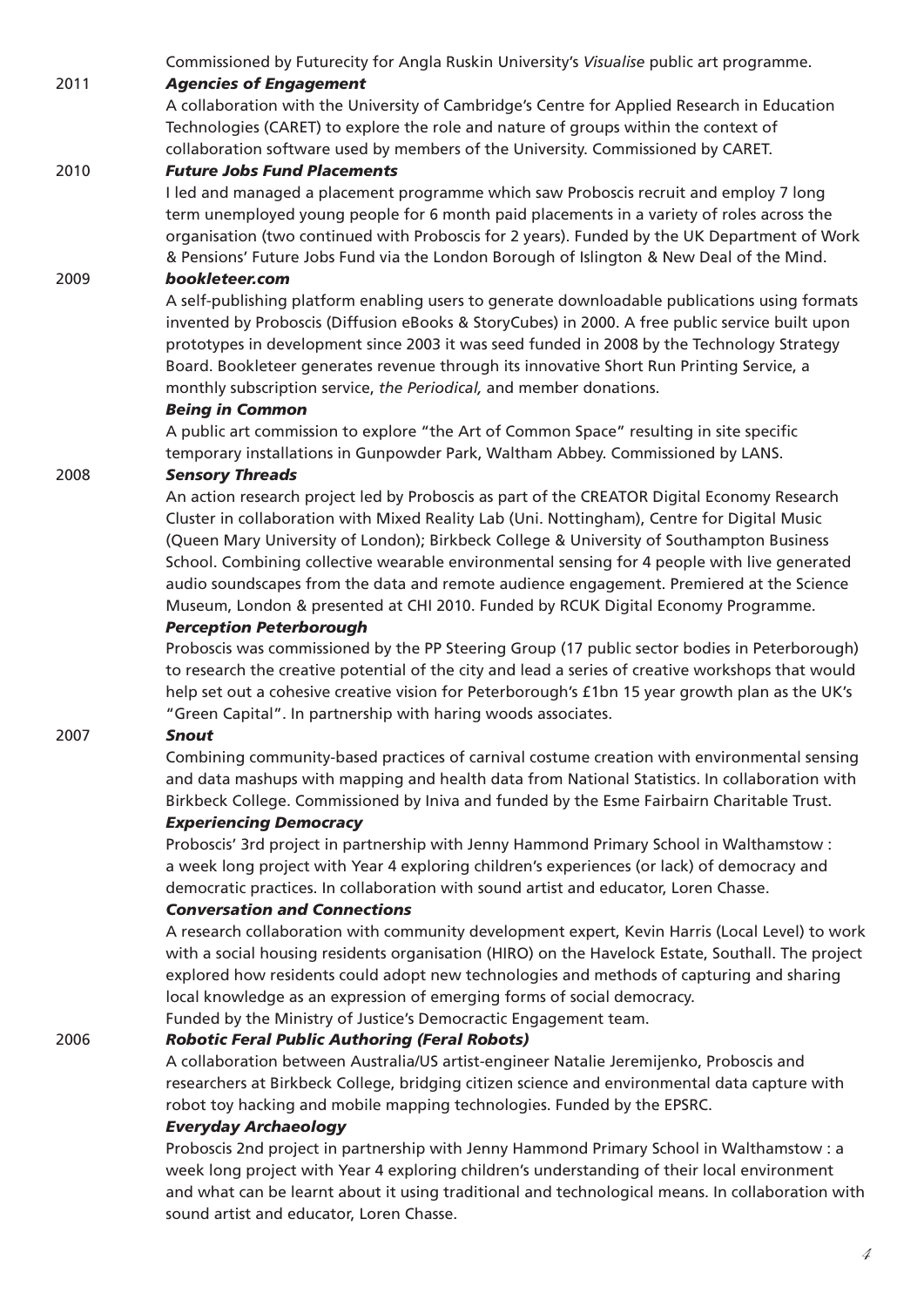Commissioned by Futurecity for Angla Ruskin University's *Visualise* public art programme.

2011 ***Agencies of Engagement***

A collaboration with the University of Cambridge's Centre for Applied Research in Education Technologies (CARET) to explore the role and nature of groups within the context of collaboration software used by members of the University. Commissioned by CARET.

2010 ***Future Jobs Fund Placements***

I led and managed a placement programme which saw Proboscis recruit and employ 7 long term unemployed young people for 6 month paid placements in a variety of roles across the organisation (two continued with Proboscis for 2 years). Funded by the UK Department of Work & Pensions' Future Jobs Fund via the London Borough of Islington & New Deal of the Mind.

2009 ***bookleteer.com***

A self-publishing platform enabling users to generate downloadable publications using formats invented by Proboscis (Diffusion eBooks & StoryCubes) in 2000. A free public service built upon prototypes in development since 2003 it was seed funded in 2008 by the Technology Strategy Board. Bookleteer generates revenue through its innovative Short Run Printing Service, a monthly subscription service, *the Periodical,* and member donations.

***Being in Common***

A public art commission to explore "the Art of Common Space" resulting in site specific temporary installations in Gunpowder Park, Waltham Abbey. Commissioned by LANS.

2008 ***Sensory Threads***

An action research project led by Proboscis as part of the CREATOR Digital Economy Research Cluster in collaboration with Mixed Reality Lab (Uni. Nottingham), Centre for Digital Music (Queen Mary University of London); Birkbeck College & University of Southampton Business School. Combining collective wearable environmental sensing for 4 people with live generated audio soundscapes from the data and remote audience engagement. Premiered at the Science Museum, London & presented at CHI 2010. Funded by RCUK Digital Economy Programme.

***Perception Peterborough***

Proboscis was commissioned by the PP Steering Group (17 public sector bodies in Peterborough) to research the creative potential of the city and lead a series of creative workshops that would help set out a cohesive creative vision for Peterborough's £1bn 15 year growth plan as the UK's "Green Capital". In partnership with haring woods associates.

2007 ***Snout***

Combining community-based practices of carnival costume creation with environmental sensing and data mashups with mapping and health data from National Statistics. In collaboration with Birkbeck College. Commissioned by Iniva and funded by the Esme Fairbairn Charitable Trust.

***Experiencing Democracy***

Proboscis' 3rd project in partnership with Jenny Hammond Primary School in Walthamstow : a week long project with Year 4 exploring children's experiences (or lack) of democracy and democratic practices. In collaboration with sound artist and educator, Loren Chasse.

***Conversation and Connections***

A research collaboration with community development expert, Kevin Harris (Local Level) to work with a social housing residents organisation (HIRO) on the Havelock Estate, Southall. The project explored how residents could adopt new technologies and methods of capturing and sharing local knowledge as an expression of emerging forms of social democracy.
Funded by the Ministry of Justice's Democractic Engagement team.

2006 ***Robotic Feral Public Authoring (Feral Robots)***

A collaboration between Australia/US artist-engineer Natalie Jeremijenko, Proboscis and researchers at Birkbeck College, bridging citizen science and environmental data capture with robot toy hacking and mobile mapping technologies. Funded by the EPSRC.

***Everyday Archaeology***

Proboscis 2nd project in partnership with Jenny Hammond Primary School in Walthamstow : a week long project with Year 4 exploring children's understanding of their local environment and what can be learnt about it using traditional and technological means. In collaboration with sound artist and educator, Loren Chasse.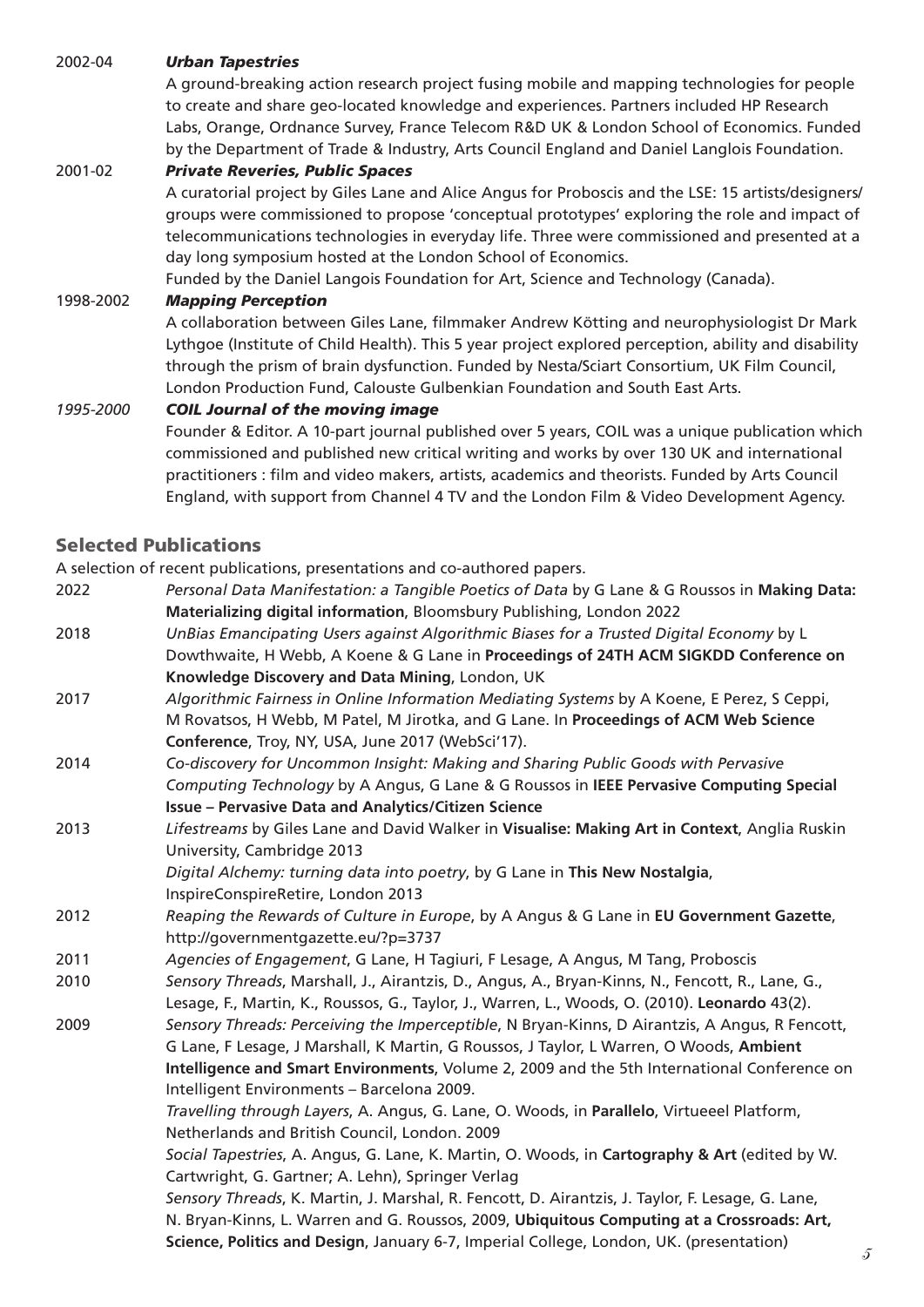2002-04 ***Urban Tapestries***
A ground-breaking action research project fusing mobile and mapping technologies for people to create and share geo-located knowledge and experiences. Partners included HP Research Labs, Orange, Ordnance Survey, France Telecom R&D UK & London School of Economics. Funded by the Department of Trade & Industry, Arts Council England and Daniel Langlois Foundation.

2001-02 ***Private Reveries, Public Spaces***
A curatorial project by Giles Lane and Alice Angus for Proboscis and the LSE: 15 artists/designers/groups were commissioned to propose 'conceptual prototypes' exploring the role and impact of telecommunications technologies in everyday life. Three were commissioned and presented at a day long symposium hosted at the London School of Economics.
Funded by the Daniel Langois Foundation for Art, Science and Technology (Canada).

1998-2002 ***Mapping Perception***
A collaboration between Giles Lane, filmmaker Andrew Kötting and neurophysiologist Dr Mark Lythgoe (Institute of Child Health). This 5 year project explored perception, ability and disability through the prism of brain dysfunction. Funded by Nesta/Sciart Consortium, UK Film Council, London Production Fund, Calouste Gulbenkian Foundation and South East Arts.

*1995-2000* ***COIL Journal of the moving image***
Founder & Editor. A 10-part journal published over 5 years, COIL was a unique publication which commissioned and published new critical writing and works by over 130 UK and international practitioners : film and video makers, artists, academics and theorists. Funded by Arts Council England, with support from Channel 4 TV and the London Film & Video Development Agency.

## Selected Publications

A selection of recent publications, presentations and co-authored papers.

2022 *Personal Data Manifestation: a Tangible Poetics of Data* by G Lane & G Roussos in **Making Data: Materializing digital information**, Bloomsbury Publishing, London 2022

2018 *UnBias Emancipating Users against Algorithmic Biases for a Trusted Digital Economy* by L Dowthwaite, H Webb, A Koene & G Lane in **Proceedings of 24TH ACM SIGKDD Conference on Knowledge Discovery and Data Mining**, London, UK

2017 *Algorithmic Fairness in Online Information Mediating Systems* by A Koene, E Perez, S Ceppi, M Rovatsos, H Webb, M Patel, M Jirotka, and G Lane. In **Proceedings of ACM Web Science Conference**, Troy, NY, USA, June 2017 (WebSci'17).

2014 *Co-discovery for Uncommon Insight: Making and Sharing Public Goods with Pervasive Computing Technology* by A Angus, G Lane & G Roussos in **IEEE Pervasive Computing Special Issue – Pervasive Data and Analytics/Citizen Science**

2013 *Lifestreams* by Giles Lane and David Walker in **Visualise: Making Art in Context**, Anglia Ruskin University, Cambridge 2013
*Digital Alchemy: turning data into poetry*, by G Lane in **This New Nostalgia**, InspireConspireRetire, London 2013

2012 *Reaping the Rewards of Culture in Europe*, by A Angus & G Lane in **EU Government Gazette**, http://governmentgazette.eu/?p=3737

2011 *Agencies of Engagement*, G Lane, H Tagiuri, F Lesage, A Angus, M Tang, Proboscis

2010 *Sensory Threads*, Marshall, J., Airantzis, D., Angus, A., Bryan-Kinns, N., Fencott, R., Lane, G., Lesage, F., Martin, K., Roussos, G., Taylor, J., Warren, L., Woods, O. (2010). **Leonardo** 43(2).

2009 *Sensory Threads: Perceiving the Imperceptible*, N Bryan-Kinns, D Airantzis, A Angus, R Fencott, G Lane, F Lesage, J Marshall, K Martin, G Roussos, J Taylor, L Warren, O Woods, **Ambient Intelligence and Smart Environments**, Volume 2, 2009 and the 5th International Conference on Intelligent Environments – Barcelona 2009.
*Travelling through Layers*, A. Angus, G. Lane, O. Woods, in **Parallelo**, Virtueeel Platform, Netherlands and British Council, London. 2009
*Social Tapestries*, A. Angus, G. Lane, K. Martin, O. Woods, in **Cartography & Art** (edited by W. Cartwright, G. Gartner; A. Lehn), Springer Verlag
*Sensory Threads*, K. Martin, J. Marshal, R. Fencott, D. Airantzis, J. Taylor, F. Lesage, G. Lane, N. Bryan-Kinns, L. Warren and G. Roussos, 2009, **Ubiquitous Computing at a Crossroads: Art, Science, Politics and Design**, January 6-7, Imperial College, London, UK. (presentation)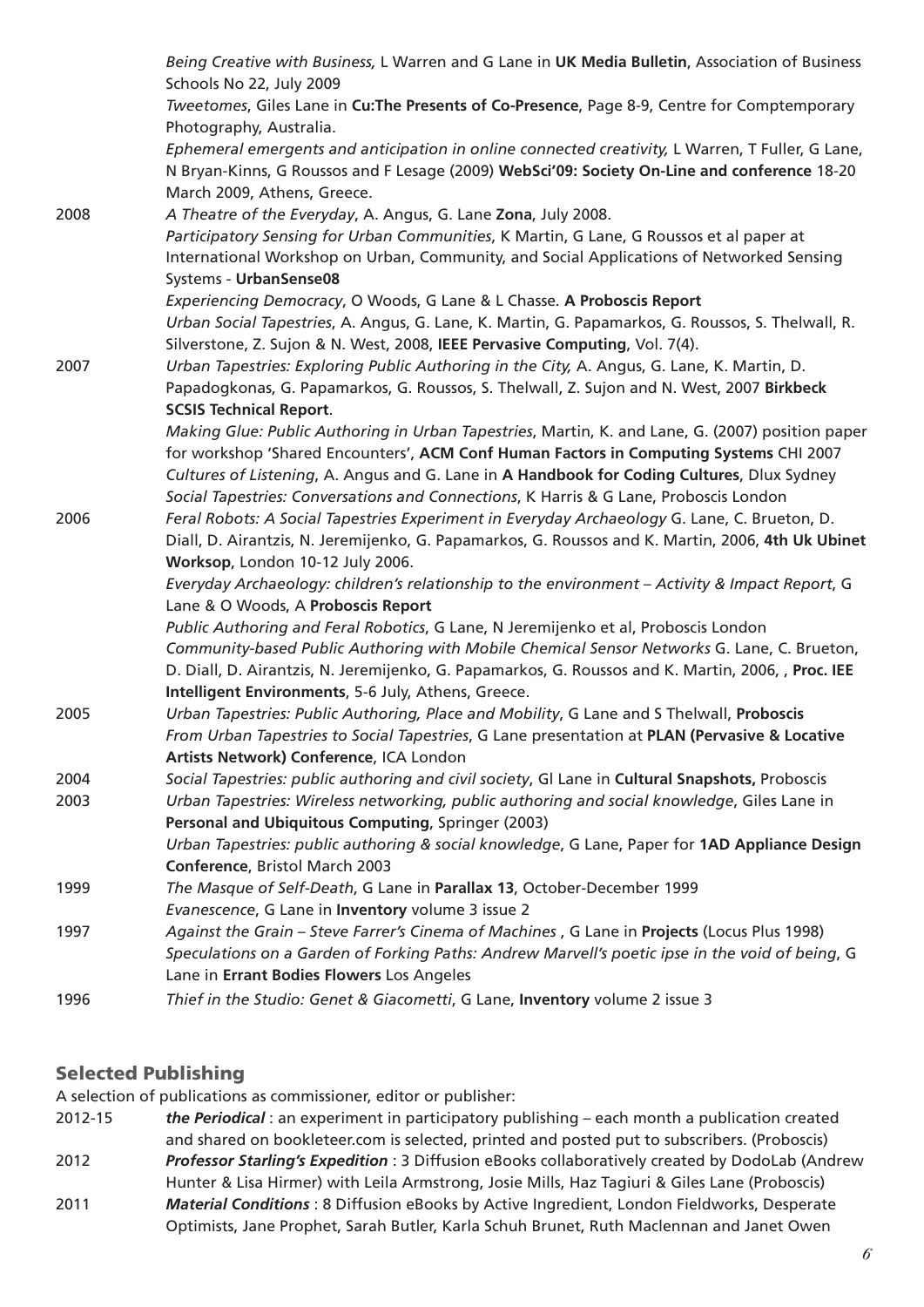| | |
|---|---|
| | *Being Creative with Business,* L Warren and G Lane in **UK Media Bulletin**, Association of Business Schools No 22, July 2009 |
| | *Tweetomes*, Giles Lane in **Cu:The Presents of Co-Presence**, Page 8-9, Centre for Comptemporary Photography, Australia. |
| | *Ephemeral emergents and anticipation in online connected creativity,* L Warren, T Fuller, G Lane, N Bryan-Kinns, G Roussos and F Lesage (2009) **WebSci'09: Society On-Line and conference** 18-20 March 2009, Athens, Greece. |
| 2008 | *A Theatre of the Everyday*, A. Angus, G. Lane **Zona**, July 2008. |
| | *Participatory Sensing for Urban Communities*, K Martin, G Lane, G Roussos et al paper at International Workshop on Urban, Community, and Social Applications of Networked Sensing Systems - **UrbanSense08** |
| | *Experiencing Democracy*, O Woods, G Lane & L Chasse. **A Proboscis Report** |
| | *Urban Social Tapestries*, A. Angus, G. Lane, K. Martin, G. Papamarkos, G. Roussos, S. Thelwall, R. Silverstone, Z. Sujon & N. West, 2008, **IEEE Pervasive Computing**, Vol. 7(4). |
| 2007 | *Urban Tapestries: Exploring Public Authoring in the City,* A. Angus, G. Lane, K. Martin, D. Papadogkonas, G. Papamarkos, G. Roussos, S. Thelwall, Z. Sujon and N. West, 2007 **Birkbeck SCSIS Technical Report**. |
| | *Making Glue: Public Authoring in Urban Tapestries*, Martin, K. and Lane, G. (2007) position paper for workshop 'Shared Encounters', **ACM Conf Human Factors in Computing Systems** CHI 2007 |
| | *Cultures of Listening*, A. Angus and G. Lane in **A Handbook for Coding Cultures**, Dlux Sydney |
| | *Social Tapestries: Conversations and Connections*, K Harris & G Lane, Proboscis London |
| 2006 | *Feral Robots: A Social Tapestries Experiment in Everyday Archaeology* G. Lane, C. Brueton, D. Diall, D. Airantzis, N. Jeremijenko, G. Papamarkos, G. Roussos and K. Martin, 2006, **4th Uk Ubinet Worksop**, London 10-12 July 2006. |
| | *Everyday Archaeology: children's relationship to the environment – Activity & Impact Report*, G Lane & O Woods, A **Proboscis Report** |
| | *Public Authoring and Feral Robotics*, G Lane, N Jeremijenko et al, Proboscis London |
| | *Community-based Public Authoring with Mobile Chemical Sensor Networks* G. Lane, C. Brueton, D. Diall, D. Airantzis, N. Jeremijenko, G. Papamarkos, G. Roussos and K. Martin, 2006, , **Proc. IEE Intelligent Environments**, 5-6 July, Athens, Greece. |
| 2005 | *Urban Tapestries: Public Authoring, Place and Mobility*, G Lane and S Thelwall, **Proboscis** |
| | *From Urban Tapestries to Social Tapestries*, G Lane presentation at **PLAN (Pervasive & Locative Artists Network) Conference**, ICA London |
| 2004 | *Social Tapestries: public authoring and civil society*, Gl Lane in **Cultural Snapshots,** Proboscis |
| 2003 | *Urban Tapestries: Wireless networking, public authoring and social knowledge*, Giles Lane in **Personal and Ubiquitous Computing**, Springer (2003) |
| | *Urban Tapestries: public authoring & social knowledge*, G Lane, Paper for **1AD Appliance Design Conference**, Bristol March 2003 |
| 1999 | *The Masque of Self-Death*, G Lane in **Parallax 13**, October-December 1999 |
| | *Evanescence*, G Lane in **Inventory** volume 3 issue 2 |
| 1997 | *Against the Grain – Steve Farrer's Cinema of Machines* , G Lane in **Projects** (Locus Plus 1998) |
| | *Speculations on a Garden of Forking Paths: Andrew Marvell's poetic ipse in the void of being*, G Lane in **Errant Bodies Flowers** Los Angeles |
| 1996 | *Thief in the Studio: Genet & Giacometti*, G Lane, **Inventory** volume 2 issue 3 |

## Selected Publishing

A selection of publications as commissioner, editor or publisher:

| | |
|---|---|
| 2012-15 | ***the Periodical*** : an experiment in participatory publishing – each month a publication created and shared on bookleteer.com is selected, printed and posted put to subscribers. (Proboscis) |
| 2012 | ***Professor Starling's Expedition*** : 3 Diffusion eBooks collaboratively created by DodoLab (Andrew Hunter & Lisa Hirmer) with Leila Armstrong, Josie Mills, Haz Tagiuri & Giles Lane (Proboscis) |
| 2011 | ***Material Conditions*** : 8 Diffusion eBooks by Active Ingredient, London Fieldworks, Desperate Optimists, Jane Prophet, Sarah Butler, Karla Schuh Brunet, Ruth Maclennan and Janet Owen |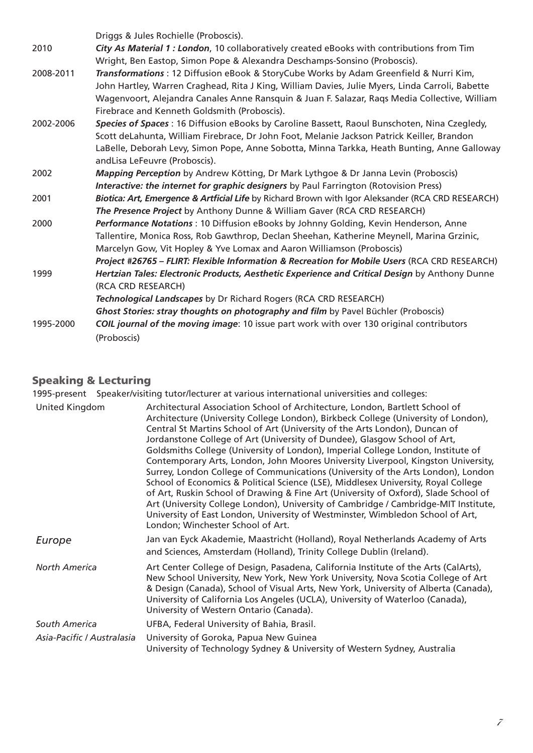Driggs & Jules Rochielle (Proboscis).

| | |
|---|---|
| 2010 | ***City As Material 1 : London***, 10 collaboratively created eBooks with contributions from Tim Wright, Ben Eastop, Simon Pope & Alexandra Deschamps-Sonsino (Proboscis). |
| 2008-2011 | ***Transformations*** : 12 Diffusion eBook & StoryCube Works by Adam Greenfield & Nurri Kim, John Hartley, Warren Craghead, Rita J King, William Davies, Julie Myers, Linda Carroli, Babette Wagenvoort, Alejandra Canales Anne Ransquin & Juan F. Salazar, Raqs Media Collective, William Firebrace and Kenneth Goldsmith (Proboscis). |
| 2002-2006 | ***Species of Spaces*** : 16 Diffusion eBooks by Caroline Bassett, Raoul Bunschoten, Nina Czegledy, Scott deLahunta, William Firebrace, Dr John Foot, Melanie Jackson Patrick Keiller, Brandon LaBelle, Deborah Levy, Simon Pope, Anne Sobotta, Minna Tarkka, Heath Bunting, Anne Galloway andLisa LeFeuvre (Proboscis). |
| 2002 | ***Mapping Perception*** by Andrew Kötting, Dr Mark Lythgoe & Dr Janna Levin (Proboscis)<br>***Interactive: the internet for graphic designers*** by Paul Farrington (Rotovision Press) |
| 2001 | ***Biotica: Art, Emergence & Artficial Life*** by Richard Brown with Igor Aleksander (RCA CRD RESEARCH)<br>***The Presence Project*** by Anthony Dunne & William Gaver (RCA CRD RESEARCH) |
| 2000 | ***Performance Notations*** : 10 Diffusion eBooks by Johnny Golding, Kevin Henderson, Anne Tallentire, Monica Ross, Rob Gawthrop, Declan Sheehan, Katherine Meynell, Marina Grzinic, Marcelyn Gow, Vit Hopley & Yve Lomax and Aaron Williamson (Proboscis)<br>***Project #26765 – FLIRT: Flexible Information & Recreation for Mobile Users*** (RCA CRD RESEARCH) |
| 1999 | ***Hertzian Tales: Electronic Products, Aesthetic Experience and Critical Design*** by Anthony Dunne (RCA CRD RESEARCH)<br>***Technological Landscapes*** by Dr Richard Rogers (RCA CRD RESEARCH)<br>***Ghost Stories: stray thoughts on photography and film*** by Pavel Büchler (Proboscis) |
| 1995-2000 | ***COIL journal of the moving image***: 10 issue part work with over 130 original contributors (Proboscis) |

## Speaking & Lecturing

1995-present Speaker/visiting tutor/lecturer at various international universities and colleges:

| | |
|---|---|
| United Kingdom | Architectural Association School of Architecture, London, Bartlett School of Architecture (University College London), Birkbeck College (University of London), Central St Martins School of Art (University of the Arts London), Duncan of Jordanstone College of Art (University of Dundee), Glasgow School of Art, Goldsmiths College (University of London), Imperial College London, Institute of Contemporary Arts, London, John Moores University Liverpool, Kingston University, Surrey, London College of Communications (University of the Arts London), London School of Economics & Political Science (LSE), Middlesex University, Royal College of Art, Ruskin School of Drawing & Fine Art (University of Oxford), Slade School of Art (University College London), University of Cambridge / Cambridge-MIT Institute, University of East London, University of Westminster, Wimbledon School of Art, London; Winchester School of Art. |
| *Europe* | Jan van Eyck Akademie, Maastricht (Holland), Royal Netherlands Academy of Arts and Sciences, Amsterdam (Holland), Trinity College Dublin (Ireland). |
| *North America* | Art Center College of Design, Pasadena, California Institute of the Arts (CalArts), New School University, New York, New York University, Nova Scotia College of Art & Design (Canada), School of Visual Arts, New York, University of Alberta (Canada), University of California Los Angeles (UCLA), University of Waterloo (Canada), University of Western Ontario (Canada). |
| *South America* | UFBA, Federal University of Bahia, Brasil. |
| *Asia-Pacific / Australasia* | University of Goroka, Papua New Guinea<br>University of Technology Sydney & University of Western Sydney, Australia |